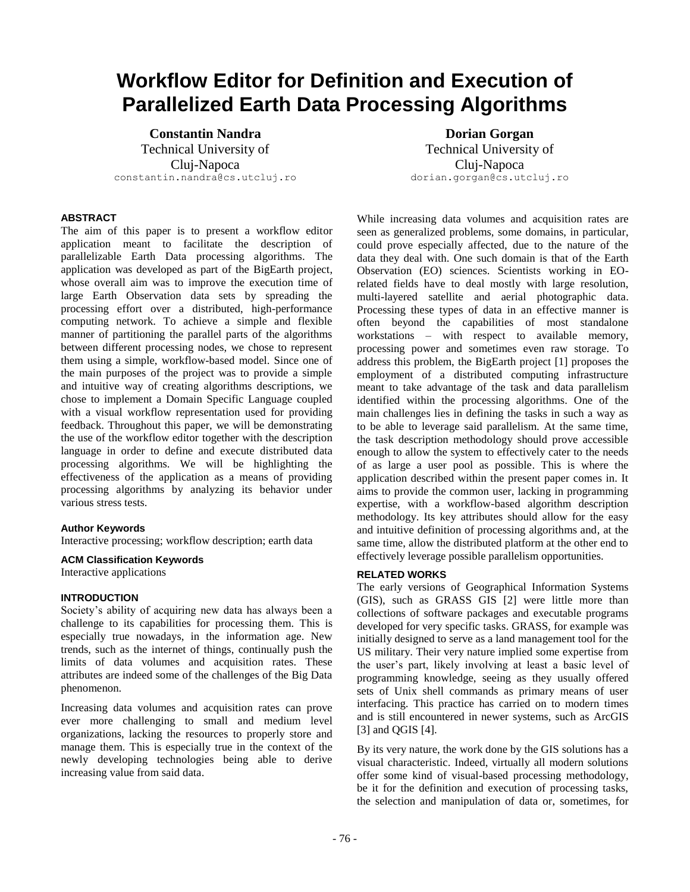# Workflow Editor for Definition and Execution of Parallelized Earth Data Processing Algorithms

**Constantin Nandra**
Technical University of Cluj-Napoca
constantin.nandra@cs.utcluj.ro

**Dorian Gorgan**
Technical University of Cluj-Napoca
dorian.gorgan@cs.utcluj.ro

## ABSTRACT

The aim of this paper is to present a workflow editor application meant to facilitate the description of parallelizable Earth Data processing algorithms. The application was developed as part of the BigEarth project, whose overall aim was to improve the execution time of large Earth Observation data sets by spreading the processing effort over a distributed, high-performance computing network. To achieve a simple and flexible manner of partitioning the parallel parts of the algorithms between different processing nodes, we chose to represent them using a simple, workflow-based model. Since one of the main purposes of the project was to provide a simple and intuitive way of creating algorithms descriptions, we chose to implement a Domain Specific Language coupled with a visual workflow representation used for providing feedback. Throughout this paper, we will be demonstrating the use of the workflow editor together with the description language in order to define and execute distributed data processing algorithms. We will be highlighting the effectiveness of the application as a means of providing processing algorithms by analyzing its behavior under various stress tests.

### Author Keywords

Interactive processing; workflow description; earth data

### ACM Classification Keywords

Interactive applications

## INTRODUCTION

Society's ability of acquiring new data has always been a challenge to its capabilities for processing them. This is especially true nowadays, in the information age. New trends, such as the internet of things, continually push the limits of data volumes and acquisition rates. These attributes are indeed some of the challenges of the Big Data phenomenon.

Increasing data volumes and acquisition rates can prove ever more challenging to small and medium level organizations, lacking the resources to properly store and manage them. This is especially true in the context of the newly developing technologies being able to derive increasing value from said data.

While increasing data volumes and acquisition rates are seen as generalized problems, some domains, in particular, could prove especially affected, due to the nature of the data they deal with. One such domain is that of the Earth Observation (EO) sciences. Scientists working in EO-related fields have to deal mostly with large resolution, multi-layered satellite and aerial photographic data. Processing these types of data in an effective manner is often beyond the capabilities of most standalone workstations – with respect to available memory, processing power and sometimes even raw storage. To address this problem, the BigEarth project [1] proposes the employment of a distributed computing infrastructure meant to take advantage of the task and data parallelism identified within the processing algorithms. One of the main challenges lies in defining the tasks in such a way as to be able to leverage said parallelism. At the same time, the task description methodology should prove accessible enough to allow the system to effectively cater to the needs of as large a user pool as possible. This is where the application described within the present paper comes in. It aims to provide the common user, lacking in programming expertise, with a workflow-based algorithm description methodology. Its key attributes should allow for the easy and intuitive definition of processing algorithms and, at the same time, allow the distributed platform at the other end to effectively leverage possible parallelism opportunities.

## RELATED WORKS

The early versions of Geographical Information Systems (GIS), such as GRASS GIS [2] were little more than collections of software packages and executable programs developed for very specific tasks. GRASS, for example was initially designed to serve as a land management tool for the US military. Their very nature implied some expertise from the user's part, likely involving at least a basic level of programming knowledge, seeing as they usually offered sets of Unix shell commands as primary means of user interfacing. This practice has carried on to modern times and is still encountered in newer systems, such as ArcGIS [3] and QGIS [4].

By its very nature, the work done by the GIS solutions has a visual characteristic. Indeed, virtually all modern solutions offer some kind of visual-based processing methodology, be it for the definition and execution of processing tasks, the selection and manipulation of data or, sometimes, for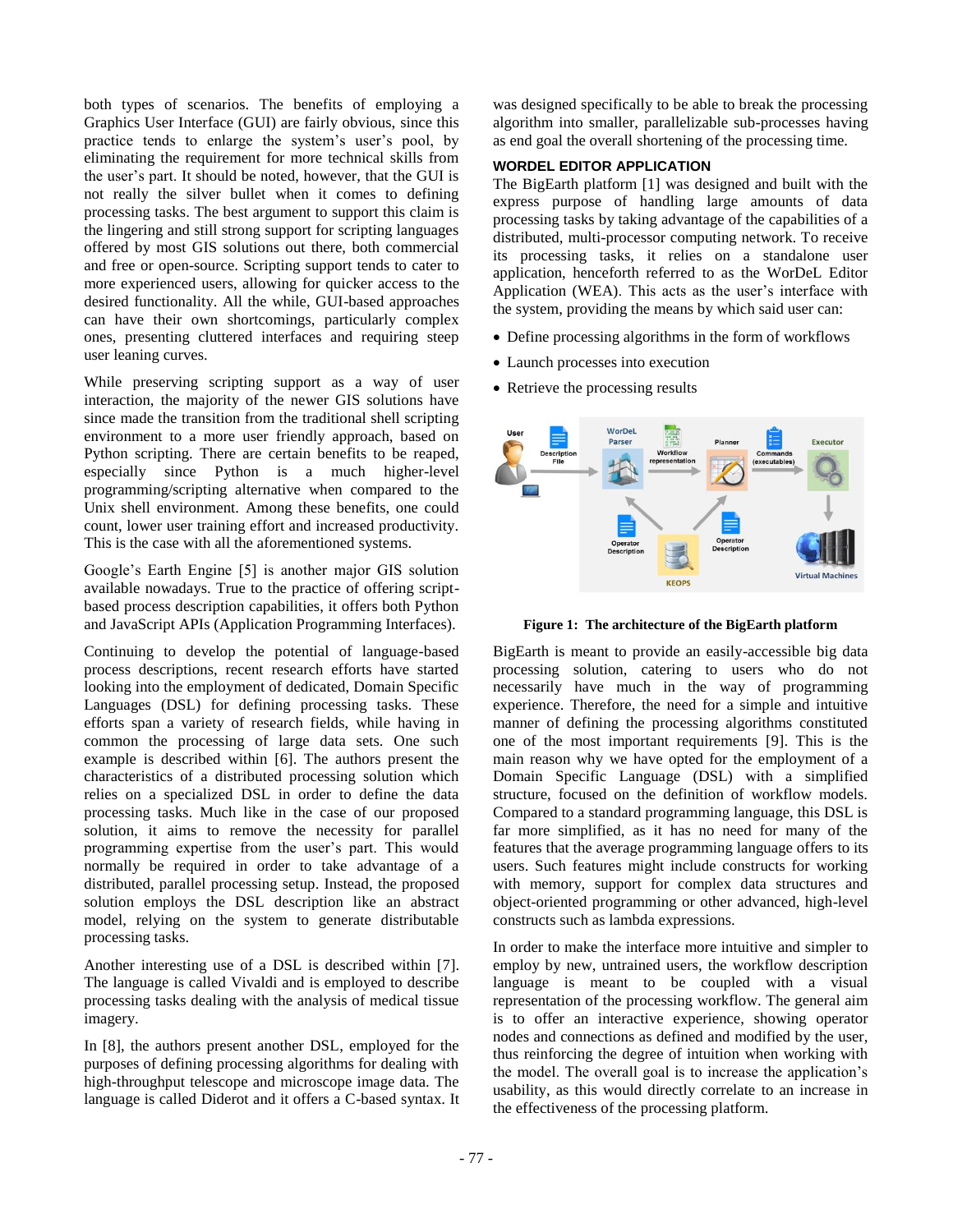both types of scenarios. The benefits of employing a Graphics User Interface (GUI) are fairly obvious, since this practice tends to enlarge the system's user's pool, by eliminating the requirement for more technical skills from the user's part. It should be noted, however, that the GUI is not really the silver bullet when it comes to defining processing tasks. The best argument to support this claim is the lingering and still strong support for scripting languages offered by most GIS solutions out there, both commercial and free or open-source. Scripting support tends to cater to more experienced users, allowing for quicker access to the desired functionality. All the while, GUI-based approaches can have their own shortcomings, particularly complex ones, presenting cluttered interfaces and requiring steep user leaning curves.

While preserving scripting support as a way of user interaction, the majority of the newer GIS solutions have since made the transition from the traditional shell scripting environment to a more user friendly approach, based on Python scripting. There are certain benefits to be reaped, especially since Python is a much higher-level programming/scripting alternative when compared to the Unix shell environment. Among these benefits, one could count, lower user training effort and increased productivity. This is the case with all the aforementioned systems.

Google's Earth Engine [5] is another major GIS solution available nowadays. True to the practice of offering script-based process description capabilities, it offers both Python and JavaScript APIs (Application Programming Interfaces).

Continuing to develop the potential of language-based process descriptions, recent research efforts have started looking into the employment of dedicated, Domain Specific Languages (DSL) for defining processing tasks. These efforts span a variety of research fields, while having in common the processing of large data sets. One such example is described within [6]. The authors present the characteristics of a distributed processing solution which relies on a specialized DSL in order to define the data processing tasks. Much like in the case of our proposed solution, it aims to remove the necessity for parallel programming expertise from the user's part. This would normally be required in order to take advantage of a distributed, parallel processing setup. Instead, the proposed solution employs the DSL description like an abstract model, relying on the system to generate distributable processing tasks.

Another interesting use of a DSL is described within [7]. The language is called Vivaldi and is employed to describe processing tasks dealing with the analysis of medical tissue imagery.

In [8], the authors present another DSL, employed for the purposes of defining processing algorithms for dealing with high-throughput telescope and microscope image data. The language is called Diderot and it offers a C-based syntax. It was designed specifically to be able to break the processing algorithm into smaller, parallelizable sub-processes having as end goal the overall shortening of the processing time.

## WORDEL EDITOR APPLICATION

The BigEarth platform [1] was designed and built with the express purpose of handling large amounts of data processing tasks by taking advantage of the capabilities of a distributed, multi-processor computing network. To receive its processing tasks, it relies on a standalone user application, henceforth referred to as the WorDeL Editor Application (WEA). This acts as the user's interface with the system, providing the means by which said user can:

- Define processing algorithms in the form of workflows
- Launch processes into execution
- Retrieve the processing results

**Figure 1: The architecture of the BigEarth platform**

BigEarth is meant to provide an easily-accessible big data processing solution, catering to users who do not necessarily have much in the way of programming experience. Therefore, the need for a simple and intuitive manner of defining the processing algorithms constituted one of the most important requirements [9]. This is the main reason why we have opted for the employment of a Domain Specific Language (DSL) with a simplified structure, focused on the definition of workflow models. Compared to a standard programming language, this DSL is far more simplified, as it has no need for many of the features that the average programming language offers to its users. Such features might include constructs for working with memory, support for complex data structures and object-oriented programming or other advanced, high-level constructs such as lambda expressions.

In order to make the interface more intuitive and simpler to employ by new, untrained users, the workflow description language is meant to be coupled with a visual representation of the processing workflow. The general aim is to offer an interactive experience, showing operator nodes and connections as defined and modified by the user, thus reinforcing the degree of intuition when working with the model. The overall goal is to increase the application's usability, as this would directly correlate to an increase in the effectiveness of the processing platform.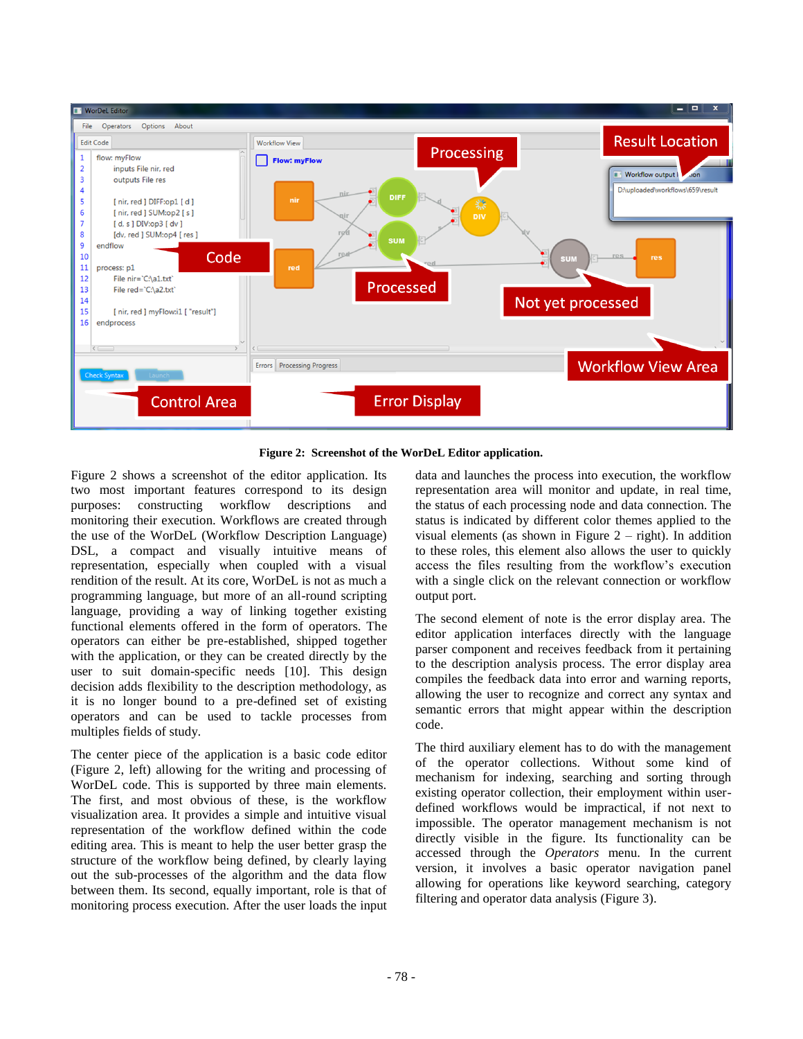**Figure 2: Screenshot of the WorDeL Editor application.**

Figure 2 shows a screenshot of the editor application. Its two most important features correspond to its design purposes: constructing workflow descriptions and monitoring their execution. Workflows are created through the use of the WorDeL (Workflow Description Language) DSL, a compact and visually intuitive means of representation, especially when coupled with a visual rendition of the result. At its core, WorDeL is not as much a programming language, but more of an all-round scripting language, providing a way of linking together existing functional elements offered in the form of operators. The operators can either be pre-established, shipped together with the application, or they can be created directly by the user to suit domain-specific needs [10]. This design decision adds flexibility to the description methodology, as it is no longer bound to a pre-defined set of existing operators and can be used to tackle processes from multiples fields of study.

The center piece of the application is a basic code editor (Figure 2, left) allowing for the writing and processing of WorDeL code. This is supported by three main elements. The first, and most obvious of these, is the workflow visualization area. It provides a simple and intuitive visual representation of the workflow defined within the code editing area. This is meant to help the user better grasp the structure of the workflow being defined, by clearly laying out the sub-processes of the algorithm and the data flow between them. Its second, equally important, role is that of monitoring process execution. After the user loads the input data and launches the process into execution, the workflow representation area will monitor and update, in real time, the status of each processing node and data connection. The status is indicated by different color themes applied to the visual elements (as shown in Figure 2 – right). In addition to these roles, this element also allows the user to quickly access the files resulting from the workflow's execution with a single click on the relevant connection or workflow output port.

The second element of note is the error display area. The editor application interfaces directly with the language parser component and receives feedback from it pertaining to the description analysis process. The error display area compiles the feedback data into error and warning reports, allowing the user to recognize and correct any syntax and semantic errors that might appear within the description code.

The third auxiliary element has to do with the management of the operator collections. Without some kind of mechanism for indexing, searching and sorting through existing operator collection, their employment within user-defined workflows would be impractical, if not next to impossible. The operator management mechanism is not directly visible in the figure. Its functionality can be accessed through the *Operators* menu. In the current version, it involves a basic operator navigation panel allowing for operations like keyword searching, category filtering and operator data analysis (Figure 3).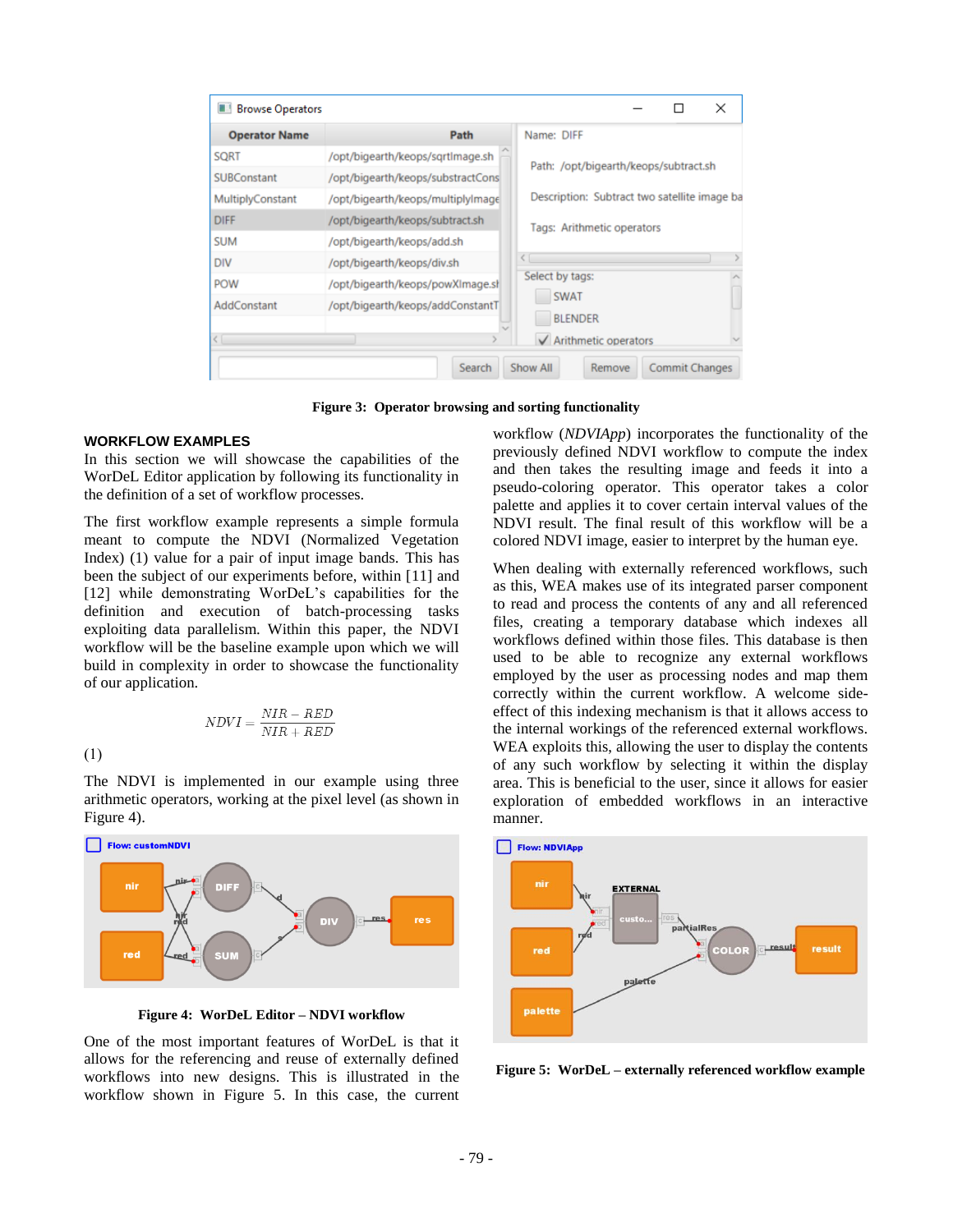**Figure 3: Operator browsing and sorting functionality**

## WORKFLOW EXAMPLES

In this section we will showcase the capabilities of the WorDeL Editor application by following its functionality in the definition of a set of workflow processes.

The first workflow example represents a simple formula meant to compute the NDVI (Normalized Vegetation Index) (1) value for a pair of input image bands. This has been the subject of our experiments before, within [11] and [12] while demonstrating WorDeL's capabilities for the definition and execution of batch-processing tasks exploiting data parallelism. Within this paper, the NDVI workflow will be the baseline example upon which we will build in complexity in order to showcase the functionality of our application.

$$NDVI = \frac{NIR - RED}{NIR + RED}$$

(1)

The NDVI is implemented in our example using three arithmetic operators, working at the pixel level (as shown in Figure 4).

**Figure 4: WorDeL Editor – NDVI workflow**

One of the most important features of WorDeL is that it allows for the referencing and reuse of externally defined workflows into new designs. This is illustrated in the workflow shown in Figure 5. In this case, the current workflow (*NDVIApp*) incorporates the functionality of the previously defined NDVI workflow to compute the index and then takes the resulting image and feeds it into a pseudo-coloring operator. This operator takes a color palette and applies it to cover certain interval values of the NDVI result. The final result of this workflow will be a colored NDVI image, easier to interpret by the human eye.

When dealing with externally referenced workflows, such as this, WEA makes use of its integrated parser component to read and process the contents of any and all referenced files, creating a temporary database which indexes all workflows defined within those files. This database is then used to be able to recognize any external workflows employed by the user as processing nodes and map them correctly within the current workflow. A welcome side-effect of this indexing mechanism is that it allows access to the internal workings of the referenced external workflows. WEA exploits this, allowing the user to display the contents of any such workflow by selecting it within the display area. This is beneficial to the user, since it allows for easier exploration of embedded workflows in an interactive manner.

**Figure 5: WorDeL – externally referenced workflow example**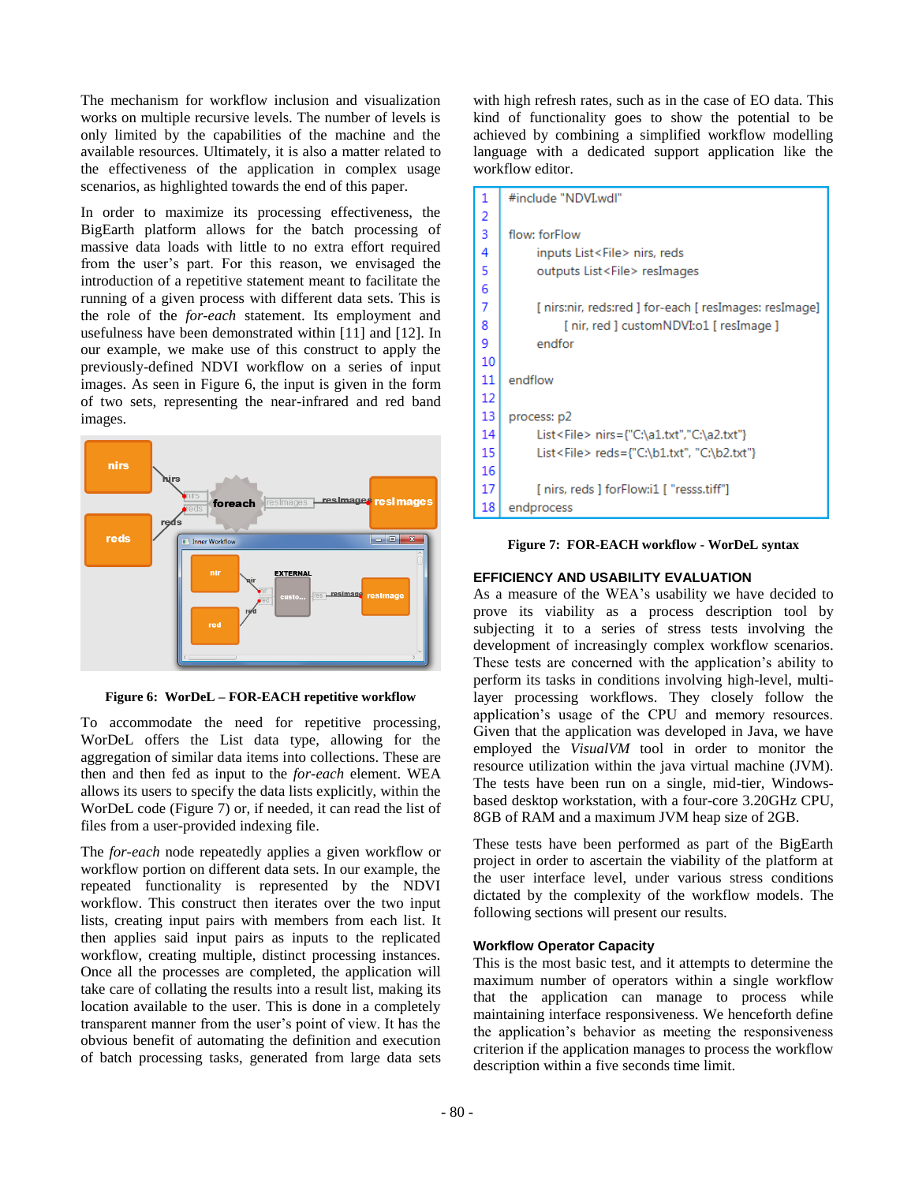The mechanism for workflow inclusion and visualization works on multiple recursive levels. The number of levels is only limited by the capabilities of the machine and the available resources. Ultimately, it is also a matter related to the effectiveness of the application in complex usage scenarios, as highlighted towards the end of this paper.

In order to maximize its processing effectiveness, the BigEarth platform allows for the batch processing of massive data loads with little to no extra effort required from the user's part. For this reason, we envisaged the introduction of a repetitive statement meant to facilitate the running of a given process with different data sets. This is the role of the *for-each* statement. Its employment and usefulness have been demonstrated within [11] and [12]. In our example, we make use of this construct to apply the previously-defined NDVI workflow on a series of input images. As seen in Figure 6, the input is given in the form of two sets, representing the near-infrared and red band images.

**Figure 6: WorDeL – FOR-EACH repetitive workflow**

To accommodate the need for repetitive processing, WorDeL offers the List data type, allowing for the aggregation of similar data items into collections. These are then and then fed as input to the *for-each* element. WEA allows its users to specify the data lists explicitly, within the WorDeL code (Figure 7) or, if needed, it can read the list of files from a user-provided indexing file.

The *for-each* node repeatedly applies a given workflow or workflow portion on different data sets. In our example, the repeated functionality is represented by the NDVI workflow. This construct then iterates over the two input lists, creating input pairs with members from each list. It then applies said input pairs as inputs to the replicated workflow, creating multiple, distinct processing instances. Once all the processes are completed, the application will take care of collating the results into a result list, making its location available to the user. This is done in a completely transparent manner from the user's point of view. It has the obvious benefit of automating the definition and execution of batch processing tasks, generated from large data sets with high refresh rates, such as in the case of EO data. This kind of functionality goes to show the potential to be achieved by combining a simplified workflow modelling language with a dedicated support application like the workflow editor.

```
1   #include "NDVI.wdl"
2
3   flow: forFlow
4       inputs List<File> nirs, reds
5       outputs List<File> resImages
6
7       [ nirs:nir, reds:red ] for-each [ resImages: resImage]
8           [ nir, red ] customNDVI:o1 [ resImage ]
9       endfor
10
11  endflow
12
13  process: p2
14      List<File> nirs={"C:\a1.txt","C:\a2.txt"}
15      List<File> reds={"C:\b1.txt", "C:\b2.txt"}
16
17      [ nirs, reds ] forFlow:i1 [ "ress.tiff"]
18  endprocess
```

**Figure 7: FOR-EACH workflow - WorDeL syntax**

## EFFICIENCY AND USABILITY EVALUATION

As a measure of the WEA's usability we have decided to prove its viability as a process description tool by subjecting it to a series of stress tests involving the development of increasingly complex workflow scenarios. These tests are concerned with the application's ability to perform its tasks in conditions involving high-level, multi-layer processing workflows. They closely follow the application's usage of the CPU and memory resources. Given that the application was developed in Java, we have employed the *VisualVM* tool in order to monitor the resource utilization within the java virtual machine (JVM). The tests have been run on a single, mid-tier, Windows-based desktop workstation, with a four-core 3.20GHz CPU, 8GB of RAM and a maximum JVM heap size of 2GB.

These tests have been performed as part of the BigEarth project in order to ascertain the viability of the platform at the user interface level, under various stress conditions dictated by the complexity of the workflow models. The following sections will present our results.

### Workflow Operator Capacity

This is the most basic test, and it attempts to determine the maximum number of operators within a single workflow that the application can manage to process while maintaining interface responsiveness. We henceforth define the application's behavior as meeting the responsiveness criterion if the application manages to process the workflow description within a five seconds time limit.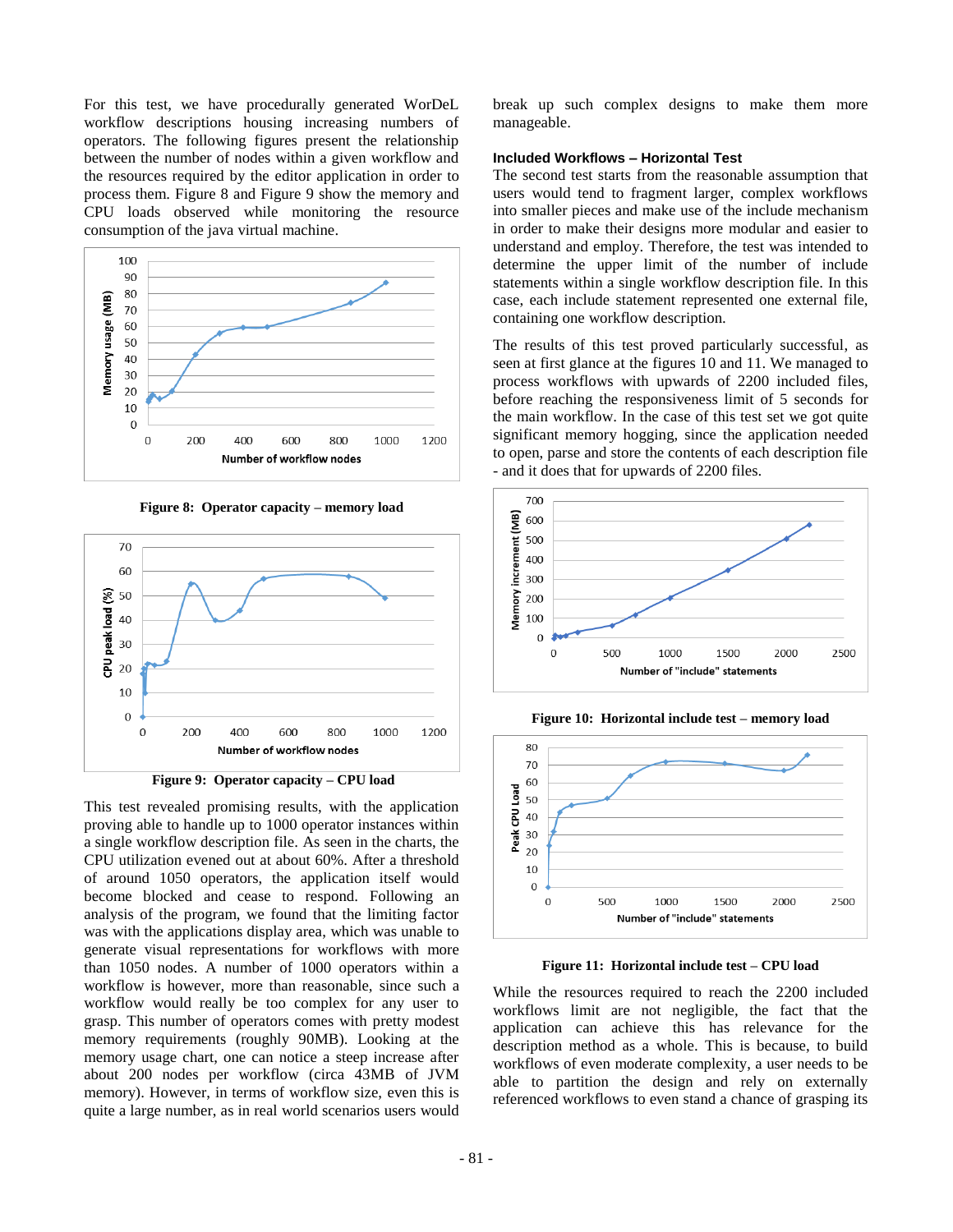For this test, we have procedurally generated WorDeL workflow descriptions housing increasing numbers of operators. The following figures present the relationship between the number of nodes within a given workflow and the resources required by the editor application in order to process them. Figure 8 and Figure 9 show the memory and CPU loads observed while monitoring the resource consumption of the java virtual machine.

**Figure 8: Operator capacity – memory load**

**Figure 9: Operator capacity – CPU load**

This test revealed promising results, with the application proving able to handle up to 1000 operator instances within a single workflow description file. As seen in the charts, the CPU utilization evened out at about 60%. After a threshold of around 1050 operators, the application itself would become blocked and cease to respond. Following an analysis of the program, we found that the limiting factor was with the applications display area, which was unable to generate visual representations for workflows with more than 1050 nodes. A number of 1000 operators within a workflow is however, more than reasonable, since such a workflow would really be too complex for any user to grasp. This number of operators comes with pretty modest memory requirements (roughly 90MB). Looking at the memory usage chart, one can notice a steep increase after about 200 nodes per workflow (circa 43MB of JVM memory). However, in terms of workflow size, even this is quite a large number, as in real world scenarios users would break up such complex designs to make them more manageable.

### Included Workflows – Horizontal Test

The second test starts from the reasonable assumption that users would tend to fragment larger, complex workflows into smaller pieces and make use of the include mechanism in order to make their designs more modular and easier to understand and employ. Therefore, the test was intended to determine the upper limit of the number of include statements within a single workflow description file. In this case, each include statement represented one external file, containing one workflow description.

The results of this test proved particularly successful, as seen at first glance at the figures 10 and 11. We managed to process workflows with upwards of 2200 included files, before reaching the responsiveness limit of 5 seconds for the main workflow. In the case of this test set we got quite significant memory hogging, since the application needed to open, parse and store the contents of each description file - and it does that for upwards of 2200 files.

**Figure 10: Horizontal include test – memory load**

**Figure 11: Horizontal include test – CPU load**

While the resources required to reach the 2200 included workflows limit are not negligible, the fact that the application can achieve this has relevance for the description method as a whole. This is because, to build workflows of even moderate complexity, a user needs to be able to partition the design and rely on externally referenced workflows to even stand a chance of grasping its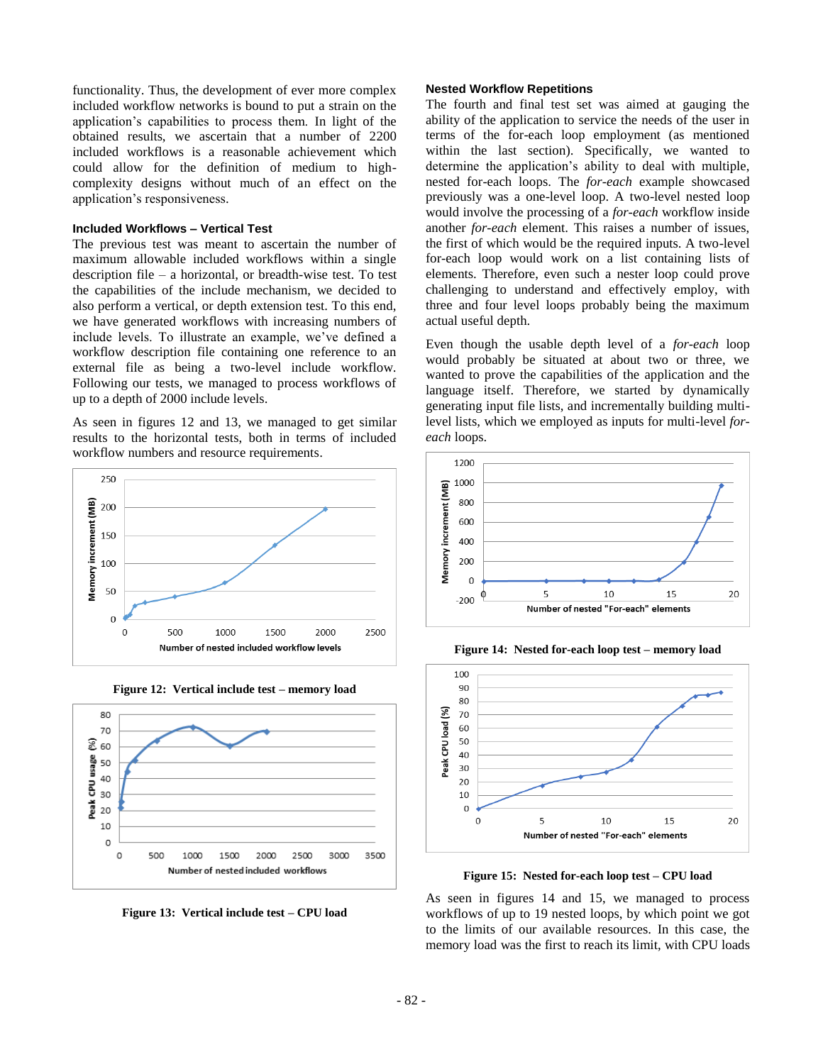functionality. Thus, the development of ever more complex included workflow networks is bound to put a strain on the application's capabilities to process them. In light of the obtained results, we ascertain that a number of 2200 included workflows is a reasonable achievement which could allow for the definition of medium to high-complexity designs without much of an effect on the application's responsiveness.

### Included Workflows – Vertical Test

The previous test was meant to ascertain the number of maximum allowable included workflows within a single description file – a horizontal, or breadth-wise test. To test the capabilities of the include mechanism, we decided to also perform a vertical, or depth extension test. To this end, we have generated workflows with increasing numbers of include levels. To illustrate an example, we've defined a workflow description file containing one reference to an external file as being a two-level include workflow. Following our tests, we managed to process workflows of up to a depth of 2000 include levels.

As seen in figures 12 and 13, we managed to get similar results to the horizontal tests, both in terms of included workflow numbers and resource requirements.

**Figure 12: Vertical include test – memory load**

**Figure 13: Vertical include test – CPU load**

### Nested Workflow Repetitions

The fourth and final test set was aimed at gauging the ability of the application to service the needs of the user in terms of the for-each loop employment (as mentioned within the last section). Specifically, we wanted to determine the application's ability to deal with multiple, nested for-each loops. The *for-each* example showcased previously was a one-level loop. A two-level nested loop would involve the processing of a *for-each* workflow inside another *for-each* element. This raises a number of issues, the first of which would be the required inputs. A two-level for-each loop would work on a list containing lists of elements. Therefore, even such a nester loop could prove challenging to understand and effectively employ, with three and four level loops probably being the maximum actual useful depth.

Even though the usable depth level of a *for-each* loop would probably be situated at about two or three, we wanted to prove the capabilities of the application and the language itself. Therefore, we started by dynamically generating input file lists, and incrementally building multi-level lists, which we employed as inputs for multi-level *for-each* loops.

**Figure 14: Nested for-each loop test – memory load**

**Figure 15: Nested for-each loop test – CPU load**

As seen in figures 14 and 15, we managed to process workflows of up to 19 nested loops, by which point we got to the limits of our available resources. In this case, the memory load was the first to reach its limit, with CPU loads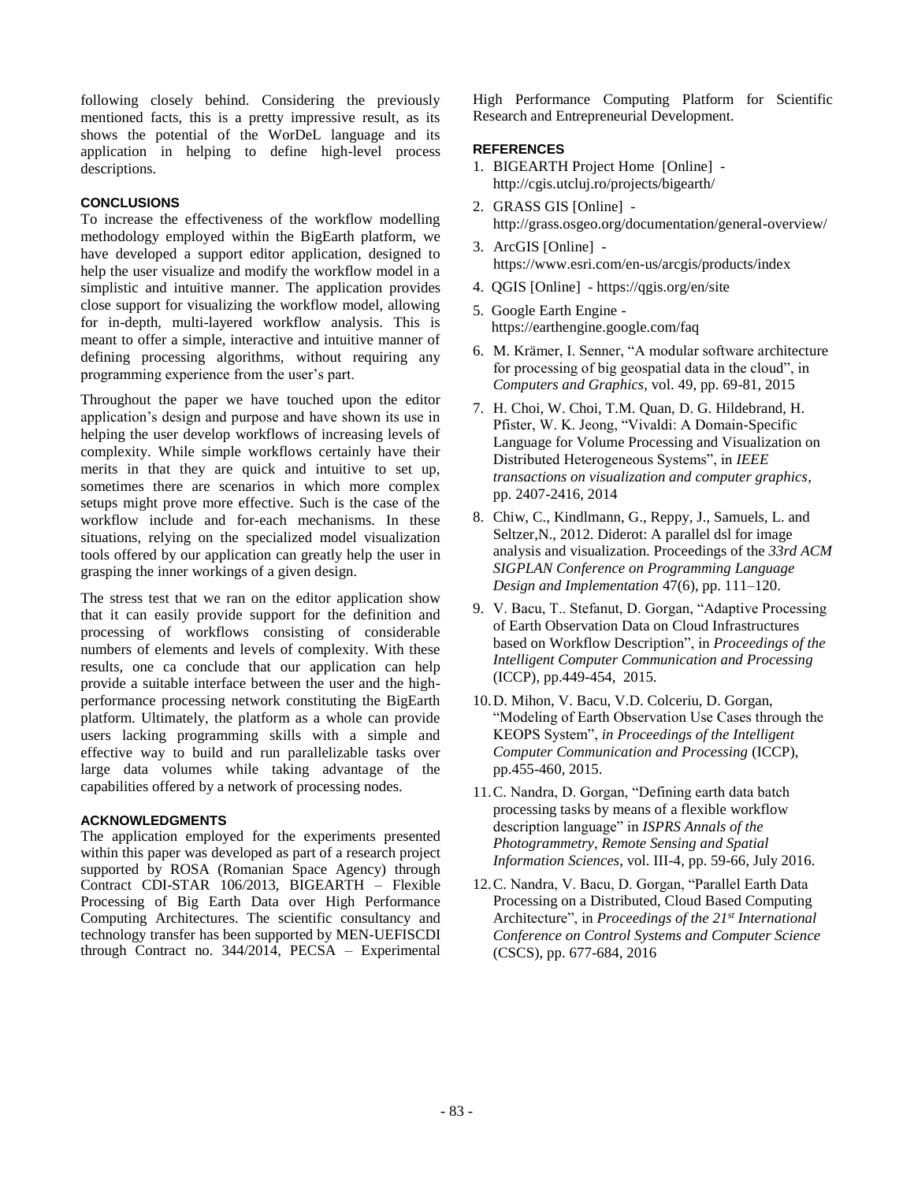following closely behind. Considering the previously mentioned facts, this is a pretty impressive result, as its shows the potential of the WorDeL language and its application in helping to define high-level process descriptions.

## CONCLUSIONS

To increase the effectiveness of the workflow modelling methodology employed within the BigEarth platform, we have developed a support editor application, designed to help the user visualize and modify the workflow model in a simplistic and intuitive manner. The application provides close support for visualizing the workflow model, allowing for in-depth, multi-layered workflow analysis. This is meant to offer a simple, interactive and intuitive manner of defining processing algorithms, without requiring any programming experience from the user's part.

Throughout the paper we have touched upon the editor application's design and purpose and have shown its use in helping the user develop workflows of increasing levels of complexity. While simple workflows certainly have their merits in that they are quick and intuitive to set up, sometimes there are scenarios in which more complex setups might prove more effective. Such is the case of the workflow include and for-each mechanisms. In these situations, relying on the specialized model visualization tools offered by our application can greatly help the user in grasping the inner workings of a given design.

The stress test that we ran on the editor application show that it can easily provide support for the definition and processing of workflows consisting of considerable numbers of elements and levels of complexity. With these results, one ca conclude that our application can help provide a suitable interface between the user and the high-performance processing network constituting the BigEarth platform. Ultimately, the platform as a whole can provide users lacking programming skills with a simple and effective way to build and run parallelizable tasks over large data volumes while taking advantage of the capabilities offered by a network of processing nodes.

## ACKNOWLEDGMENTS

The application employed for the experiments presented within this paper was developed as part of a research project supported by ROSA (Romanian Space Agency) through Contract CDI-STAR 106/2013, BIGEARTH – Flexible Processing of Big Earth Data over High Performance Computing Architectures. The scientific consultancy and technology transfer has been supported by MEN-UEFISCDI through Contract no. 344/2014, PECSA – Experimental High Performance Computing Platform for Scientific Research and Entrepreneurial Development.

## REFERENCES

1. BIGEARTH Project Home [Online] - http://cgis.utcluj.ro/projects/bigearth/
2. GRASS GIS [Online] - http://grass.osgeo.org/documentation/general-overview/
3. ArcGIS [Online] - https://www.esri.com/en-us/arcgis/products/index
4. QGIS [Online] - https://qgis.org/en/site
5. Google Earth Engine - https://earthengine.google.com/faq
6. M. Krämer, I. Senner, "A modular software architecture for processing of big geospatial data in the cloud", in *Computers and Graphics*, vol. 49, pp. 69-81, 2015
7. H. Choi, W. Choi, T.M. Quan, D. G. Hildebrand, H. Pfister, W. K. Jeong, "Vivaldi: A Domain-Specific Language for Volume Processing and Visualization on Distributed Heterogeneous Systems", in *IEEE transactions on visualization and computer graphics*, pp. 2407-2416, 2014
8. Chiw, C., Kindlmann, G., Reppy, J., Samuels, L. and Seltzer,N., 2012. Diderot: A parallel dsl for image analysis and visualization. Proceedings of the *33rd ACM SIGPLAN Conference on Programming Language Design and Implementation* 47(6), pp. 111–120.
9. V. Bacu, T.. Stefanut, D. Gorgan, "Adaptive Processing of Earth Observation Data on Cloud Infrastructures based on Workflow Description", in *Proceedings of the Intelligent Computer Communication and Processing* (ICCP), pp.449-454, 2015.
10. D. Mihon, V. Bacu, V.D. Colceriu, D. Gorgan, "Modeling of Earth Observation Use Cases through the KEOPS System", *in Proceedings of the Intelligent Computer Communication and Processing* (ICCP), pp.455-460, 2015.
11. C. Nandra, D. Gorgan, "Defining earth data batch processing tasks by means of a flexible workflow description language" in *ISPRS Annals of the Photogrammetry, Remote Sensing and Spatial Information Sciences*, vol. III-4, pp. 59-66, July 2016.
12. C. Nandra, V. Bacu, D. Gorgan, "Parallel Earth Data Processing on a Distributed, Cloud Based Computing Architecture", in *Proceedings of the 21st International Conference on Control Systems and Computer Science* (CSCS), pp. 677-684, 2016